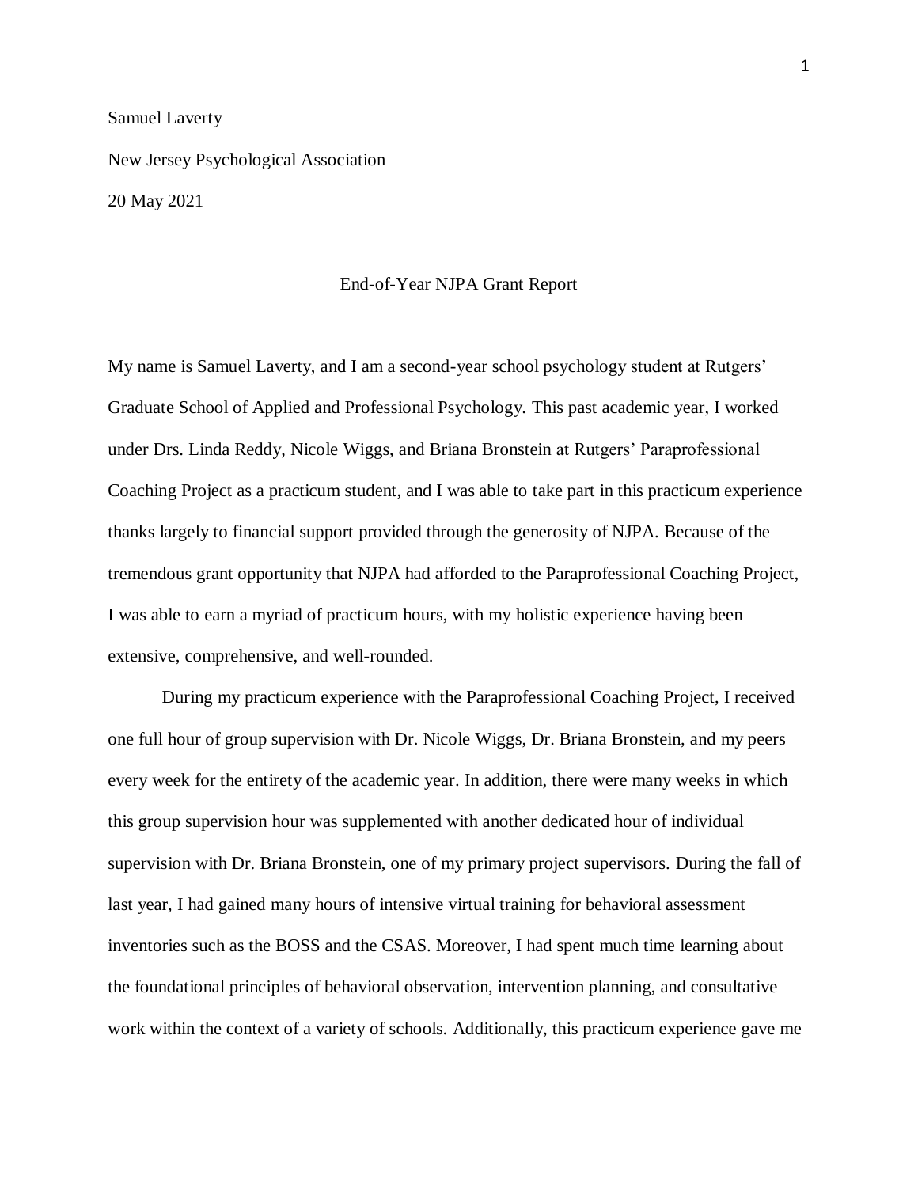Samuel Laverty

New Jersey Psychological Association

20 May 2021

# End-of-Year NJPA Grant Report

My name is Samuel Laverty, and I am a second-year school psychology student at Rutgers' Graduate School of Applied and Professional Psychology. This past academic year, I worked under Drs. Linda Reddy, Nicole Wiggs, and Briana Bronstein at Rutgers' Paraprofessional Coaching Project as a practicum student, and I was able to take part in this practicum experience thanks largely to financial support provided through the generosity of NJPA. Because of the tremendous grant opportunity that NJPA had afforded to the Paraprofessional Coaching Project, I was able to earn a myriad of practicum hours, with my holistic experience having been extensive, comprehensive, and well-rounded.

During my practicum experience with the Paraprofessional Coaching Project, I received one full hour of group supervision with Dr. Nicole Wiggs, Dr. Briana Bronstein, and my peers every week for the entirety of the academic year. In addition, there were many weeks in which this group supervision hour was supplemented with another dedicated hour of individual supervision with Dr. Briana Bronstein, one of my primary project supervisors. During the fall of last year, I had gained many hours of intensive virtual training for behavioral assessment inventories such as the BOSS and the CSAS. Moreover, I had spent much time learning about the foundational principles of behavioral observation, intervention planning, and consultative work within the context of a variety of schools. Additionally, this practicum experience gave me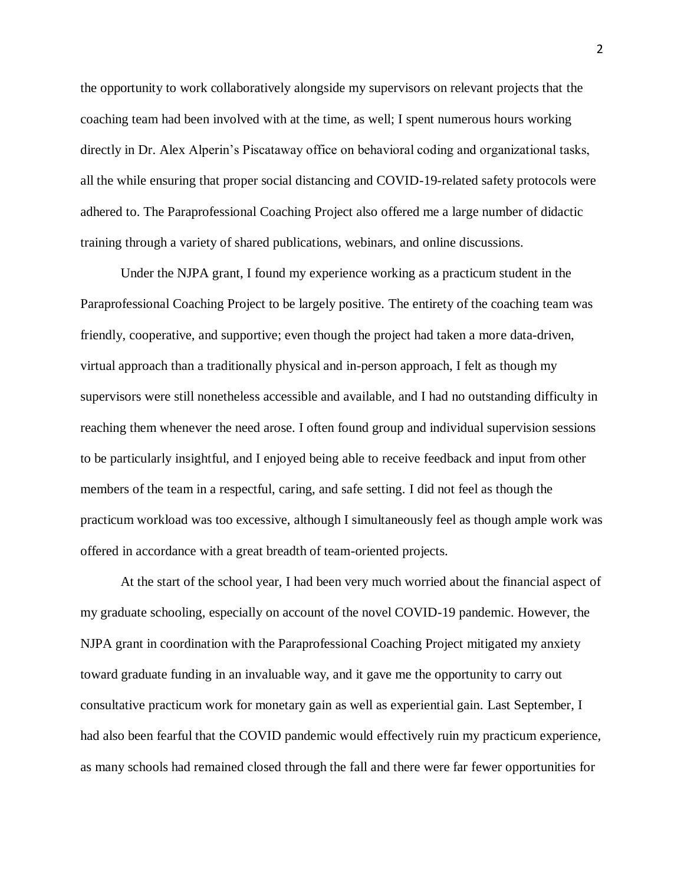the opportunity to work collaboratively alongside my supervisors on relevant projects that the coaching team had been involved with at the time, as well; I spent numerous hours working directly in Dr. Alex Alperin's Piscataway office on behavioral coding and organizational tasks, all the while ensuring that proper social distancing and COVID-19-related safety protocols were adhered to. The Paraprofessional Coaching Project also offered me a large number of didactic training through a variety of shared publications, webinars, and online discussions.

Under the NJPA grant, I found my experience working as a practicum student in the Paraprofessional Coaching Project to be largely positive. The entirety of the coaching team was friendly, cooperative, and supportive; even though the project had taken a more data-driven, virtual approach than a traditionally physical and in-person approach, I felt as though my supervisors were still nonetheless accessible and available, and I had no outstanding difficulty in reaching them whenever the need arose. I often found group and individual supervision sessions to be particularly insightful, and I enjoyed being able to receive feedback and input from other members of the team in a respectful, caring, and safe setting. I did not feel as though the practicum workload was too excessive, although I simultaneously feel as though ample work was offered in accordance with a great breadth of team-oriented projects.

At the start of the school year, I had been very much worried about the financial aspect of my graduate schooling, especially on account of the novel COVID-19 pandemic. However, the NJPA grant in coordination with the Paraprofessional Coaching Project mitigated my anxiety toward graduate funding in an invaluable way, and it gave me the opportunity to carry out consultative practicum work for monetary gain as well as experiential gain. Last September, I had also been fearful that the COVID pandemic would effectively ruin my practicum experience, as many schools had remained closed through the fall and there were far fewer opportunities for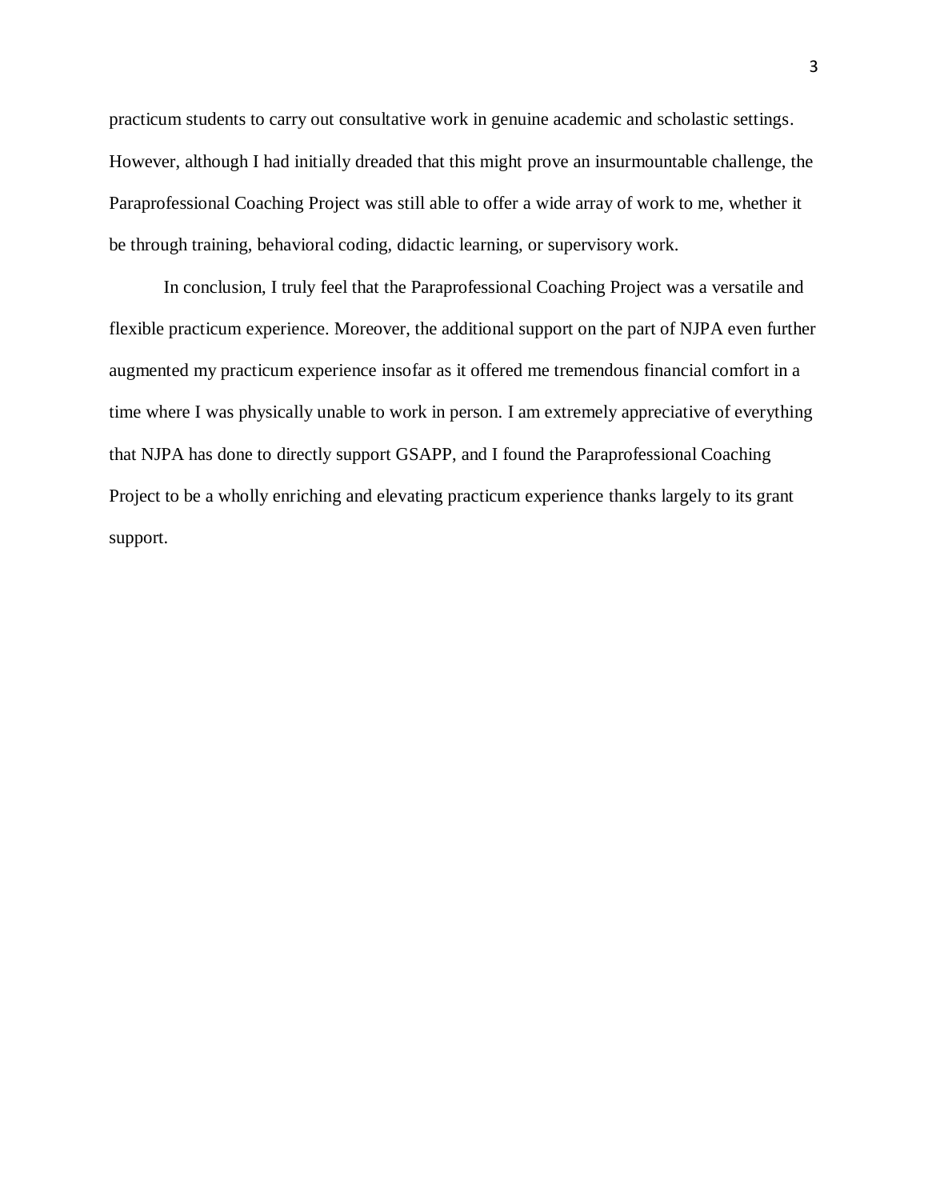practicum students to carry out consultative work in genuine academic and scholastic settings. However, although I had initially dreaded that this might prove an insurmountable challenge, the Paraprofessional Coaching Project was still able to offer a wide array of work to me, whether it be through training, behavioral coding, didactic learning, or supervisory work.

In conclusion, I truly feel that the Paraprofessional Coaching Project was a versatile and flexible practicum experience. Moreover, the additional support on the part of NJPA even further augmented my practicum experience insofar as it offered me tremendous financial comfort in a time where I was physically unable to work in person. I am extremely appreciative of everything that NJPA has done to directly support GSAPP, and I found the Paraprofessional Coaching Project to be a wholly enriching and elevating practicum experience thanks largely to its grant support.